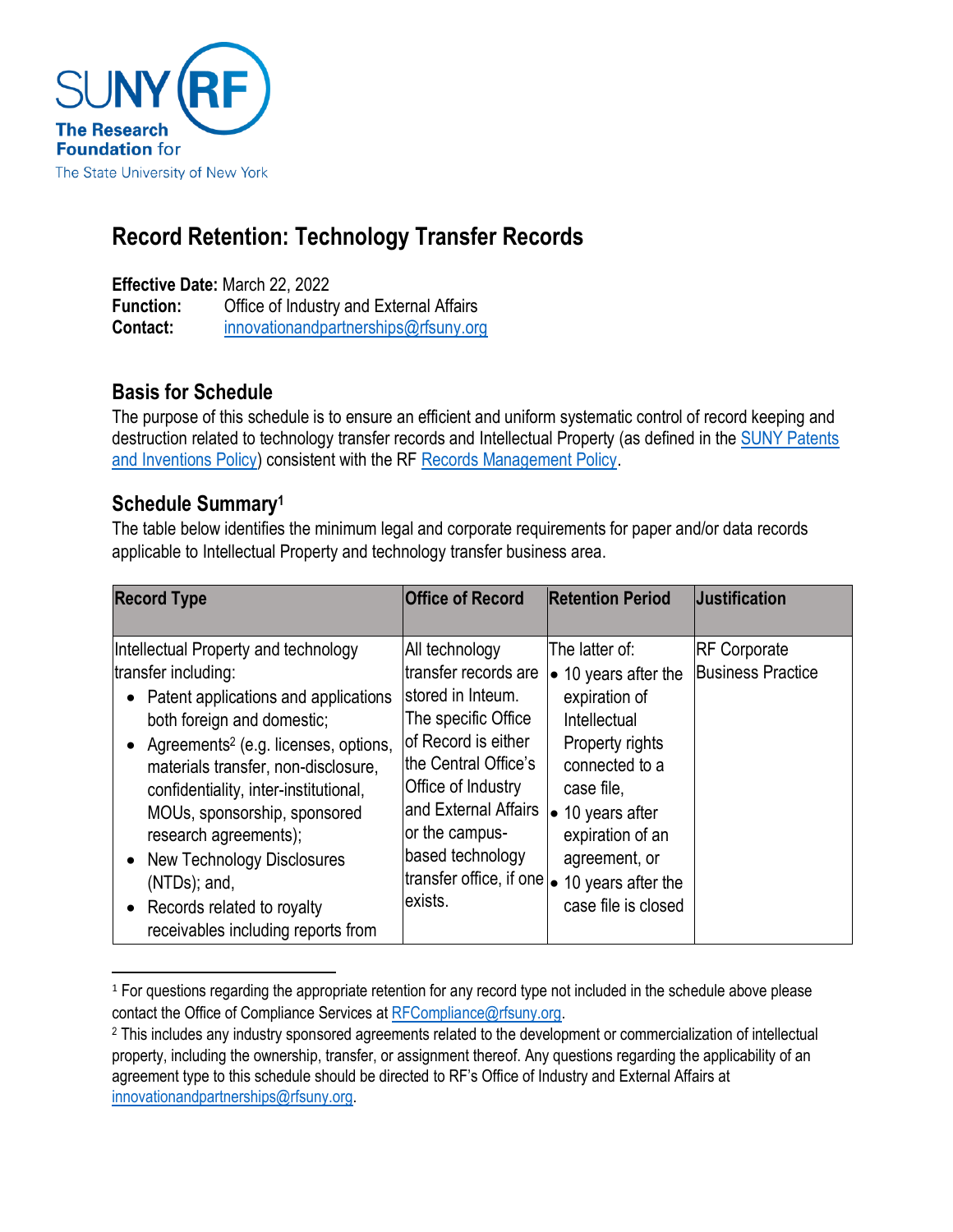# Record Retention: Technology Transfer Records

**Effective Date:** March 22, 2022
**Function:** Office of Industry and External Affairs
**Contact:** innovationandpartnerships@rfsuny.org

## Basis for Schedule

The purpose of this schedule is to ensure an efficient and uniform systematic control of record keeping and destruction related to technology transfer records and Intellectual Property (as defined in the SUNY Patents and Inventions Policy) consistent with the RF Records Management Policy.

## Schedule Summary[1]

The table below identifies the minimum legal and corporate requirements for paper and/or data records applicable to Intellectual Property and technology transfer business area.

| Record Type | Office of Record | Retention Period | Justification |
|---|---|---|---|
| Intellectual Property and technology transfer including:<br>• Patent applications and applications both foreign and domestic;<br>• Agreements[2] (e.g. licenses, options, materials transfer, non-disclosure, confidentiality, inter-institutional, MOUs, sponsorship, sponsored research agreements);<br>• New Technology Disclosures (NTDs); and,<br>• Records related to royalty receivables including reports from | All technology transfer records are stored in Inteum. The specific Office of Record is either the Central Office's Office of Industry and External Affairs or the campus-based technology transfer office, if one exists. | The latter of:<br>• 10 years after the expiration of Intellectual Property rights connected to a case file,<br>• 10 years after expiration of an agreement, or<br>• 10 years after the case file is closed | RF Corporate Business Practice |

[1] For questions regarding the appropriate retention for any record type not included in the schedule above please contact the Office of Compliance Services at RFCompliance@rfsuny.org.

[2] This includes any industry sponsored agreements related to the development or commercialization of intellectual property, including the ownership, transfer, or assignment thereof. Any questions regarding the applicability of an agreement type to this schedule should be directed to RF's Office of Industry and External Affairs at innovationandpartnerships@rfsuny.org.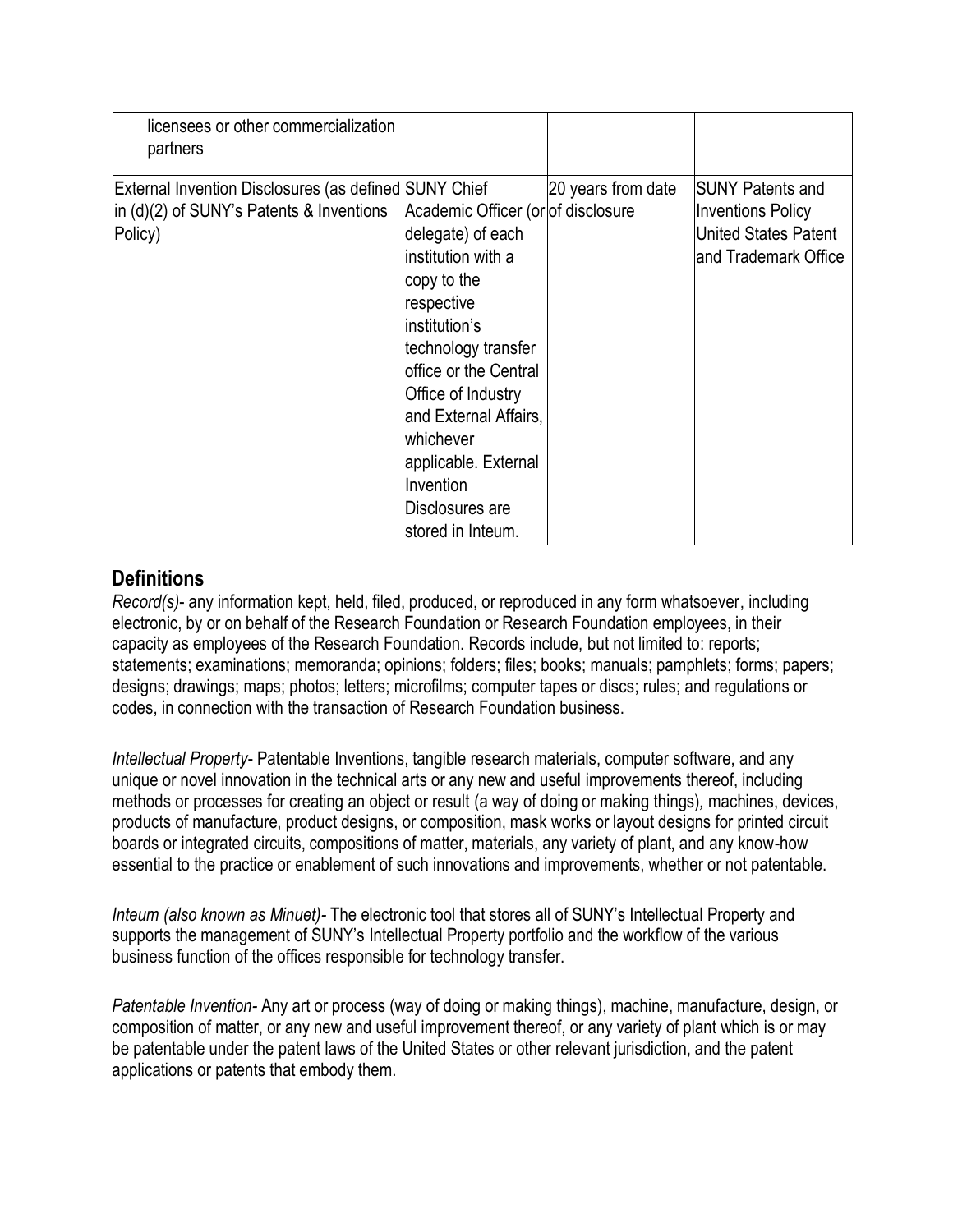| | | | |
|---|---|---|---|
| licensees or other commercialization partners | | | |
| External Invention Disclosures (as defined in (d)(2) of SUNY's Patents & Inventions Policy) | SUNY Chief Academic Officer (or delegate) of each institution with a copy to the respective institution's technology transfer office or the Central Office of Industry and External Affairs, whichever applicable. External Invention Disclosures are stored in Inteum. | 20 years from date of disclosure | SUNY Patents and Inventions Policy United States Patent and Trademark Office |

## Definitions

*Record(s)*- any information kept, held, filed, produced, or reproduced in any form whatsoever, including electronic, by or on behalf of the Research Foundation or Research Foundation employees, in their capacity as employees of the Research Foundation. Records include, but not limited to: reports; statements; examinations; memoranda; opinions; folders; files; books; manuals; pamphlets; forms; papers; designs; drawings; maps; photos; letters; microfilms; computer tapes or discs; rules; and regulations or codes, in connection with the transaction of Research Foundation business.

*Intellectual Property*- Patentable Inventions, tangible research materials, computer software, and any unique or novel innovation in the technical arts or any new and useful improvements thereof, including methods or processes for creating an object or result (a way of doing or making things), machines, devices, products of manufacture, product designs, or composition, mask works or layout designs for printed circuit boards or integrated circuits, compositions of matter, materials, any variety of plant, and any know-how essential to the practice or enablement of such innovations and improvements, whether or not patentable.

*Inteum (also known as Minuet)*- The electronic tool that stores all of SUNY's Intellectual Property and supports the management of SUNY's Intellectual Property portfolio and the workflow of the various business function of the offices responsible for technology transfer.

*Patentable Invention*- Any art or process (way of doing or making things), machine, manufacture, design, or composition of matter, or any new and useful improvement thereof, or any variety of plant which is or may be patentable under the patent laws of the United States or other relevant jurisdiction, and the patent applications or patents that embody them.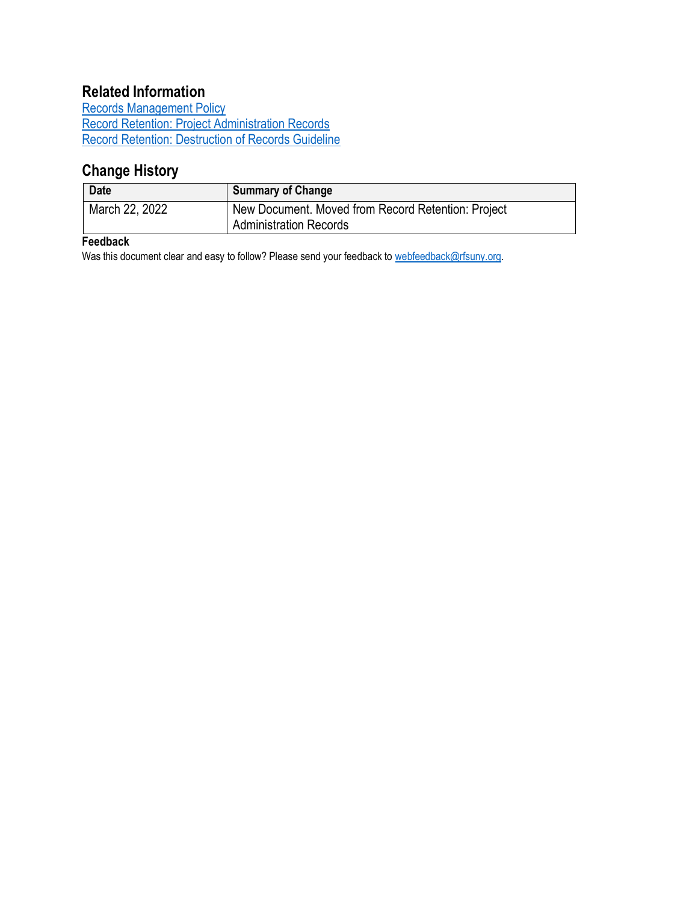## Related Information

[Records Management Policy]

[Record Retention: Project Administration Records]

[Record Retention: Destruction of Records Guideline]

## Change History

| Date | Summary of Change |
|---|---|
| March 22, 2022 | New Document. Moved from Record Retention: Project Administration Records |

**Feedback**

Was this document clear and easy to follow? Please send your feedback to webfeedback@rfsuny.org.